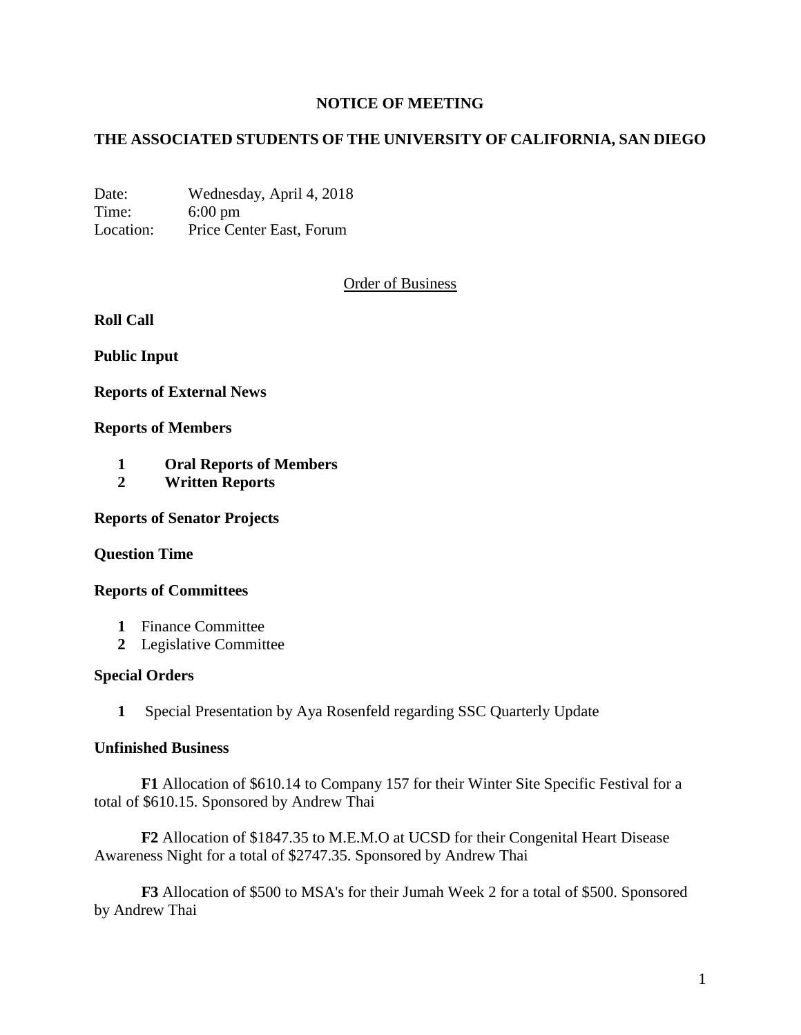# NOTICE OF MEETING

## THE ASSOCIATED STUDENTS OF THE UNIVERSITY OF CALIFORNIA, SAN DIEGO

Date: Wednesday, April 4, 2018
Time: 6:00 pm
Location: Price Center East, Forum

Order of Business

**Roll Call**

**Public Input**

**Reports of External News**

**Reports of Members**

1. **Oral Reports of Members**
2. **Written Reports**

**Reports of Senator Projects**

**Question Time**

**Reports of Committees**

1. Finance Committee
2. Legislative Committee

**Special Orders**

1. Special Presentation by Aya Rosenfeld regarding SSC Quarterly Update

**Unfinished Business**

**F1** Allocation of $610.14 to Company 157 for their Winter Site Specific Festival for a total of $610.15. Sponsored by Andrew Thai

**F2** Allocation of $1847.35 to M.E.M.O at UCSD for their Congenital Heart Disease Awareness Night for a total of $2747.35. Sponsored by Andrew Thai

**F3** Allocation of $500 to MSA's for their Jumah Week 2 for a total of $500. Sponsored by Andrew Thai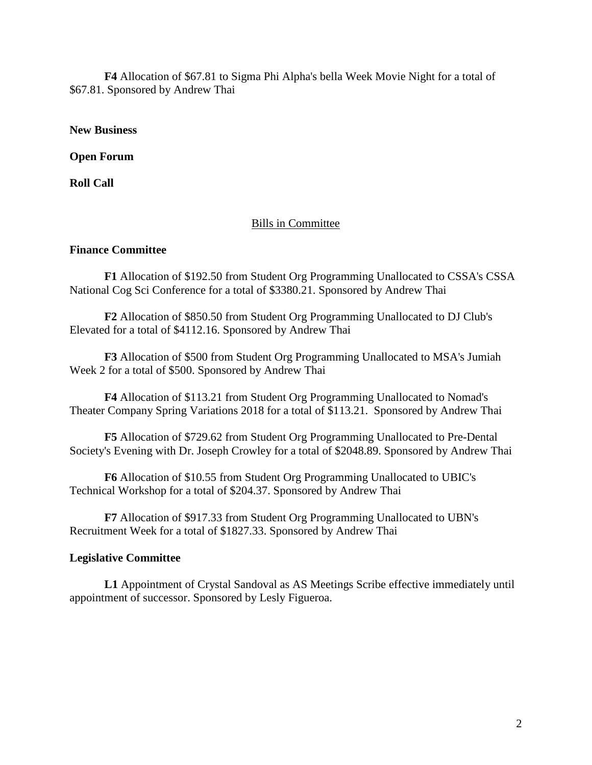**F4** Allocation of $67.81 to Sigma Phi Alpha's bella Week Movie Night for a total of $67.81. Sponsored by Andrew Thai

**New Business**

**Open Forum**

**Roll Call**

<u>Bills in Committee</u>

**Finance Committee**

**F1** Allocation of $192.50 from Student Org Programming Unallocated to CSSA's CSSA National Cog Sci Conference for a total of $3380.21. Sponsored by Andrew Thai

**F2** Allocation of $850.50 from Student Org Programming Unallocated to DJ Club's Elevated for a total of $4112.16. Sponsored by Andrew Thai

**F3** Allocation of $500 from Student Org Programming Unallocated to MSA's Jumiah Week 2 for a total of $500. Sponsored by Andrew Thai

**F4** Allocation of $113.21 from Student Org Programming Unallocated to Nomad's Theater Company Spring Variations 2018 for a total of $113.21. Sponsored by Andrew Thai

**F5** Allocation of $729.62 from Student Org Programming Unallocated to Pre-Dental Society's Evening with Dr. Joseph Crowley for a total of $2048.89. Sponsored by Andrew Thai

**F6** Allocation of $10.55 from Student Org Programming Unallocated to UBIC's Technical Workshop for a total of $204.37. Sponsored by Andrew Thai

**F7** Allocation of $917.33 from Student Org Programming Unallocated to UBN's Recruitment Week for a total of $1827.33. Sponsored by Andrew Thai

**Legislative Committee**

**L1** Appointment of Crystal Sandoval as AS Meetings Scribe effective immediately until appointment of successor. Sponsored by Lesly Figueroa.